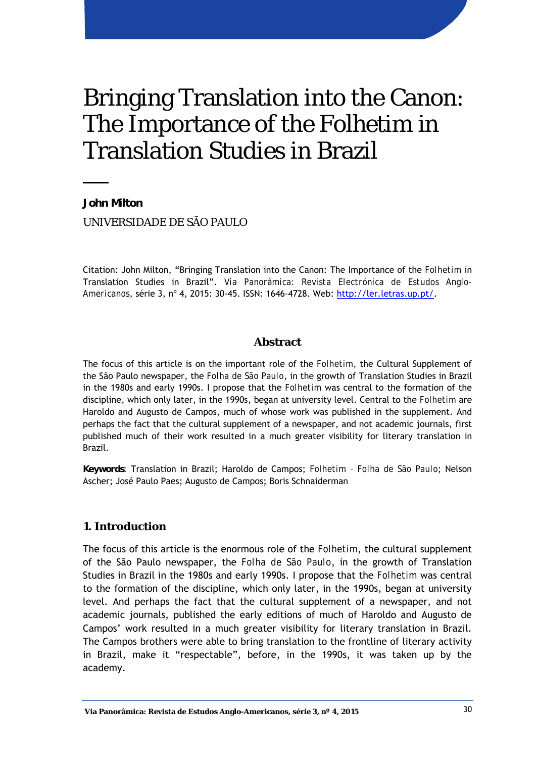# Bringing Translation into the Canon: The Importance of the Folhetim in Translation Studies in Brazil

**John Milton**

UNIVERSIDADE DE SÃO PAULO

Citation: John Milton, "Bringing Translation into the Canon: The Importance of the *Folhetim* in Translation Studies in Brazil". *Via Panorâmica: Revista Electrónica de Estudos Anglo-Americanos*, série 3, nº 4, 2015: 30-45. ISSN: 1646-4728. Web: http://ler.letras.up.pt/.

## Abstract

The focus of this article is on the important role of the *Folhetim*, the Cultural Supplement of the São Paulo newspaper, the *Folha de São Paulo*, in the growth of Translation Studies in Brazil in the 1980s and early 1990s. I propose that the *Folhetim* was central to the formation of the discipline, which only later, in the 1990s, began at university level. Central to the *Folhetim* are Haroldo and Augusto de Campos, much of whose work was published in the supplement. And perhaps the fact that the cultural supplement of a newspaper, and not academic journals, first published much of their work resulted in a much greater visibility for literary translation in Brazil.

**Keywords**: Translation in Brazil; Haroldo de Campos; *Folhetim – Folha de São Paulo*; Nelson Ascher; José Paulo Paes; Augusto de Campos; Boris Schnaiderman

## 1. Introduction

The focus of this article is the enormous role of the *Folhetim*, the cultural supplement of the São Paulo newspaper, the *Folha de São Paulo*, in the growth of Translation Studies in Brazil in the 1980s and early 1990s. I propose that the *Folhetim* was central to the formation of the discipline, which only later, in the 1990s, began at university level. And perhaps the fact that the cultural supplement of a newspaper, and not academic journals, published the early editions of much of Haroldo and Augusto de Campos' work resulted in a much greater visibility for literary translation in Brazil. The Campos brothers were able to bring translation to the frontline of literary activity in Brazil, make it "respectable", before, in the 1990s, it was taken up by the academy.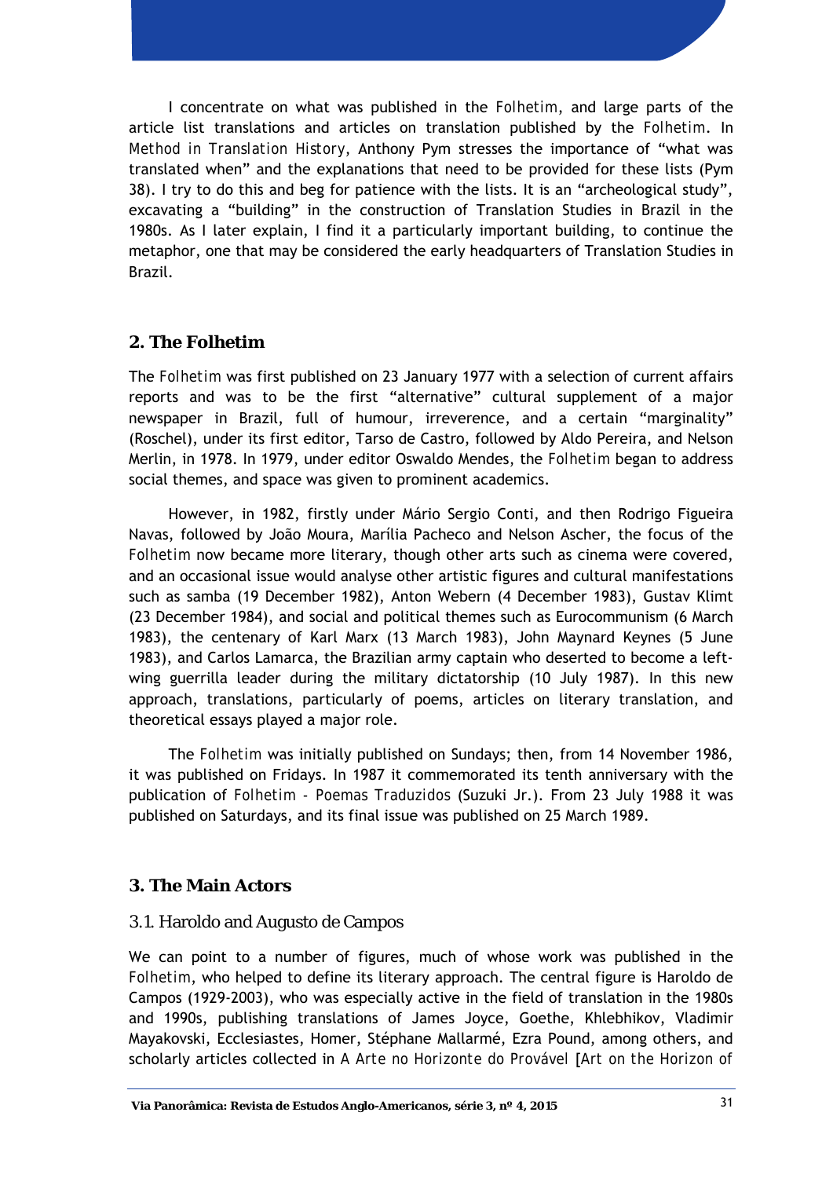I concentrate on what was published in the *Folhetim*, and large parts of the article list translations and articles on translation published by the *Folhetim*. In *Method in Translation History*, Anthony Pym stresses the importance of "what was translated when" and the explanations that need to be provided for these lists (Pym 38). I try to do this and beg for patience with the lists. It is an "archeological study", excavating a "building" in the construction of Translation Studies in Brazil in the 1980s. As I later explain, I find it a particularly important building, to continue the metaphor, one that may be considered the early headquarters of Translation Studies in Brazil.

## 2. The Folhetim

The *Folhetim* was first published on 23 January 1977 with a selection of current affairs reports and was to be the first "alternative" cultural supplement of a major newspaper in Brazil, full of humour, irreverence, and a certain "marginality" (Roschel), under its first editor, Tarso de Castro, followed by Aldo Pereira, and Nelson Merlin, in 1978. In 1979, under editor Oswaldo Mendes, the *Folhetim* began to address social themes, and space was given to prominent academics.

However, in 1982, firstly under Mário Sergio Conti, and then Rodrigo Figueira Navas, followed by João Moura, Marília Pacheco and Nelson Ascher, the focus of the *Folhetim* now became more literary, though other arts such as cinema were covered, and an occasional issue would analyse other artistic figures and cultural manifestations such as samba (19 December 1982), Anton Webern (4 December 1983), Gustav Klimt (23 December 1984), and social and political themes such as Eurocommunism (6 March 1983), the centenary of Karl Marx (13 March 1983), John Maynard Keynes (5 June 1983), and Carlos Lamarca, the Brazilian army captain who deserted to become a left-wing guerrilla leader during the military dictatorship (10 July 1987). In this new approach, translations, particularly of poems, articles on literary translation, and theoretical essays played a major role.

The *Folhetim* was initially published on Sundays; then, from 14 November 1986, it was published on Fridays. In 1987 it commemorated its tenth anniversary with the publication of *Folhetim - Poemas Traduzidos* (Suzuki Jr.). From 23 July 1988 it was published on Saturdays, and its final issue was published on 25 March 1989.

## 3. The Main Actors

### 3.1. Haroldo and Augusto de Campos

We can point to a number of figures, much of whose work was published in the *Folhetim*, who helped to define its literary approach. The central figure is Haroldo de Campos (1929-2003), who was especially active in the field of translation in the 1980s and 1990s, publishing translations of James Joyce, Goethe, Khlebhikov, Vladimir Mayakovski, Ecclesiastes, Homer, Stéphane Mallarmé, Ezra Pound, among others, and scholarly articles collected in *A Arte no Horizonte do Provável* [*Art on the Horizon of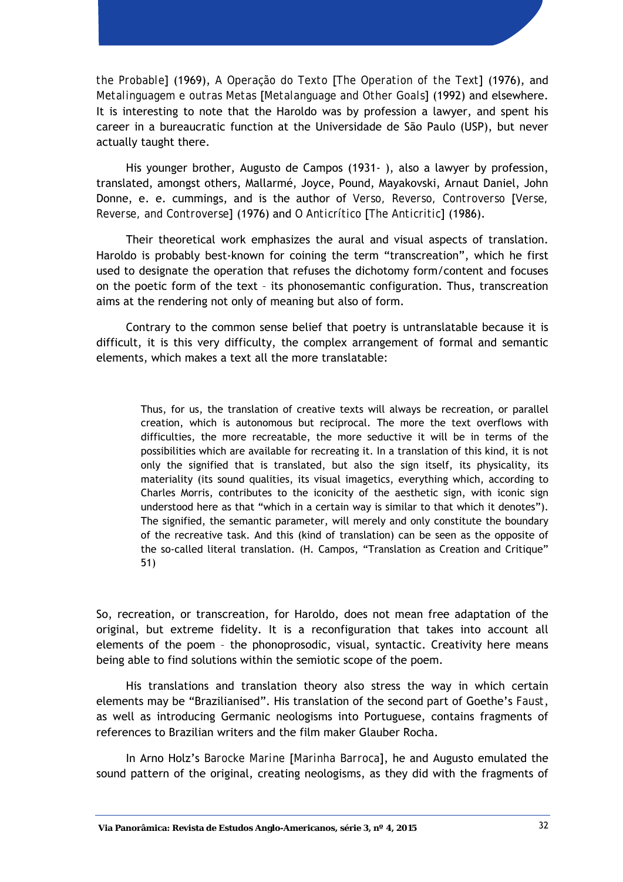*the Probable*] (1969), *A Operação do Texto* [*The Operation of the Text*] (1976), and *Metalinguagem e outras Metas* [*Metalanguage and Other Goals*] (1992) and elsewhere. It is interesting to note that the Haroldo was by profession a lawyer, and spent his career in a bureaucratic function at the Universidade de São Paulo (USP), but never actually taught there.

His younger brother, Augusto de Campos (1931- ), also a lawyer by profession, translated, amongst others, Mallarmé, Joyce, Pound, Mayakovski, Arnaut Daniel, John Donne, e. e. cummings, and is the author of *Verso, Reverso, Controverso* [*Verse, Reverse, and Controverse*] (1976) and *O Anticrítico* [*The Anticritic*] (1986).

Their theoretical work emphasizes the aural and visual aspects of translation. Haroldo is probably best-known for coining the term "transcreation", which he first used to designate the operation that refuses the dichotomy form/content and focuses on the poetic form of the text – its phonosemantic configuration. Thus, transcreation aims at the rendering not only of meaning but also of form.

Contrary to the common sense belief that poetry is untranslatable because it is difficult, it is this very difficulty, the complex arrangement of formal and semantic elements, which makes a text all the more translatable:

> Thus, for us, the translation of creative texts will always be recreation, or parallel creation, which is autonomous but reciprocal. The more the text overflows with difficulties, the more recreatable, the more seductive it will be in terms of the possibilities which are available for recreating it. In a translation of this kind, it is not only the signified that is translated, but also the sign itself, its physicality, its materiality (its sound qualities, its visual imagetics, everything which, according to Charles Morris, contributes to the iconicity of the aesthetic sign, with iconic sign understood here as that "which in a certain way is similar to that which it denotes"). The signified, the semantic parameter, will merely and only constitute the boundary of the recreative task. And this (kind of translation) can be seen as the opposite of the so-called literal translation. (H. Campos, "Translation as Creation and Critique" 51)

So, recreation, or transcreation, for Haroldo, does not mean free adaptation of the original, but extreme fidelity. It is a reconfiguration that takes into account all elements of the poem – the phonoprosodic, visual, syntactic. Creativity here means being able to find solutions within the semiotic scope of the poem.

His translations and translation theory also stress the way in which certain elements may be "Brazilianised". His translation of the second part of Goethe's *Faust*, as well as introducing Germanic neologisms into Portuguese, contains fragments of references to Brazilian writers and the film maker Glauber Rocha.

In Arno Holz's *Barocke Marine* [*Marinha Barroca*], he and Augusto emulated the sound pattern of the original, creating neologisms, as they did with the fragments of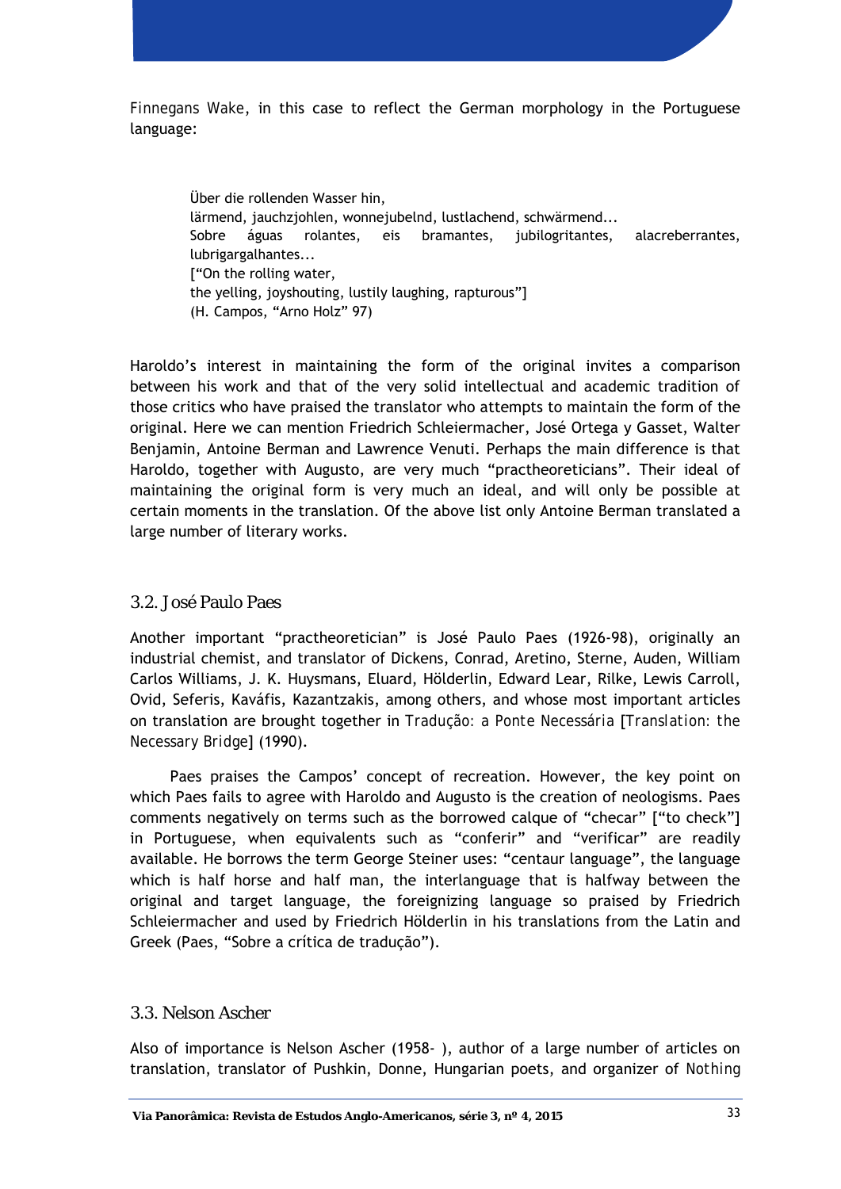*Finnegans Wake*, in this case to reflect the German morphology in the Portuguese language:

> Über die rollenden Wasser hin,
> lärmend, jauchzjohlen, wonnejubelnd, lustlachend, schwärmend...
> Sobre águas rolantes, eis bramantes, jubilogritantes, alacreberrantes, lubrigargalhantes...
> ["On the rolling water,
> the yelling, joyshouting, lustily laughing, rapturous"]
> (H. Campos, "Arno Holz" 97)

Haroldo's interest in maintaining the form of the original invites a comparison between his work and that of the very solid intellectual and academic tradition of those critics who have praised the translator who attempts to maintain the form of the original. Here we can mention Friedrich Schleiermacher, José Ortega y Gasset, Walter Benjamin, Antoine Berman and Lawrence Venuti. Perhaps the main difference is that Haroldo, together with Augusto, are very much "practheoreticians". Their ideal of maintaining the original form is very much an ideal, and will only be possible at certain moments in the translation. Of the above list only Antoine Berman translated a large number of literary works.

### 3.2. José Paulo Paes

Another important "practheoretician" is José Paulo Paes (1926-98), originally an industrial chemist, and translator of Dickens, Conrad, Aretino, Sterne, Auden, William Carlos Williams, J. K. Huysmans, Eluard, Hölderlin, Edward Lear, Rilke, Lewis Carroll, Ovid, Seferis, Kaváfis, Kazantzakis, among others, and whose most important articles on translation are brought together in *Tradução: a Ponte Necessária* [*Translation: the Necessary Bridge*] (1990).

Paes praises the Campos' concept of recreation. However, the key point on which Paes fails to agree with Haroldo and Augusto is the creation of neologisms. Paes comments negatively on terms such as the borrowed calque of "checar" ["to check"] in Portuguese, when equivalents such as "conferir" and "verificar" are readily available. He borrows the term George Steiner uses: "centaur language", the language which is half horse and half man, the interlanguage that is halfway between the original and target language, the foreignizing language so praised by Friedrich Schleiermacher and used by Friedrich Hölderlin in his translations from the Latin and Greek (Paes, "Sobre a crítica de tradução").

### 3.3. Nelson Ascher

Also of importance is Nelson Ascher (1958- ), author of a large number of articles on translation, translator of Pushkin, Donne, Hungarian poets, and organizer of *Nothing*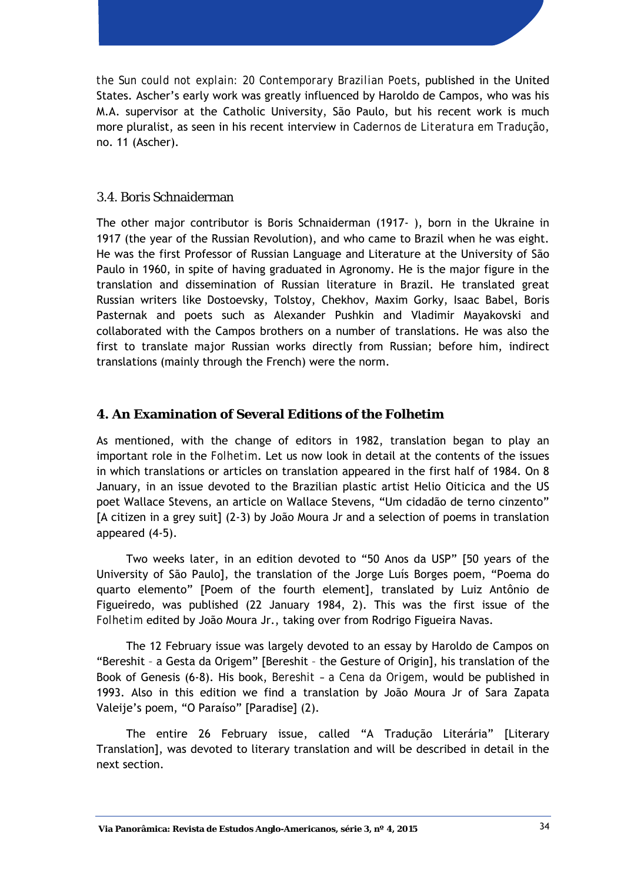*the Sun could not explain: 20 Contemporary Brazilian Poets*, published in the United States. Ascher's early work was greatly influenced by Haroldo de Campos, who was his M.A. supervisor at the Catholic University, São Paulo, but his recent work is much more pluralist, as seen in his recent interview in *Cadernos de Literatura em Tradução*, no. 11 (Ascher).

### 3.4. Boris Schnaiderman

The other major contributor is Boris Schnaiderman (1917- ), born in the Ukraine in 1917 (the year of the Russian Revolution), and who came to Brazil when he was eight. He was the first Professor of Russian Language and Literature at the University of São Paulo in 1960, in spite of having graduated in Agronomy. He is the major figure in the translation and dissemination of Russian literature in Brazil. He translated great Russian writers like Dostoevsky, Tolstoy, Chekhov, Maxim Gorky, Isaac Babel, Boris Pasternak and poets such as Alexander Pushkin and Vladimir Mayakovski and collaborated with the Campos brothers on a number of translations. He was also the first to translate major Russian works directly from Russian; before him, indirect translations (mainly through the French) were the norm.

## 4. An Examination of Several Editions of the Folhetim

As mentioned, with the change of editors in 1982, translation began to play an important role in the *Folhetim*. Let us now look in detail at the contents of the issues in which translations or articles on translation appeared in the first half of 1984. On 8 January, in an issue devoted to the Brazilian plastic artist Helio Oiticica and the US poet Wallace Stevens, an article on Wallace Stevens, "Um cidadão de terno cinzento" [A citizen in a grey suit] (2-3) by João Moura Jr and a selection of poems in translation appeared (4-5).

Two weeks later, in an edition devoted to "50 Anos da USP" [50 years of the University of São Paulo], the translation of the Jorge Luís Borges poem, "Poema do quarto elemento" [Poem of the fourth element], translated by Luiz Antônio de Figueiredo, was published (22 January 1984, 2). This was the first issue of the *Folhetim* edited by João Moura Jr., taking over from Rodrigo Figueira Navas.

The 12 February issue was largely devoted to an essay by Haroldo de Campos on "Bereshit – a Gesta da Origem" [Bereshit – the Gesture of Origin], his translation of the Book of Genesis (6-8). His book, *Bereshit – a Cena da Origem*, would be published in 1993. Also in this edition we find a translation by João Moura Jr of Sara Zapata Valeije's poem, "O Paraíso" [Paradise] (2).

The entire 26 February issue, called "A Tradução Literária" [Literary Translation], was devoted to literary translation and will be described in detail in the next section.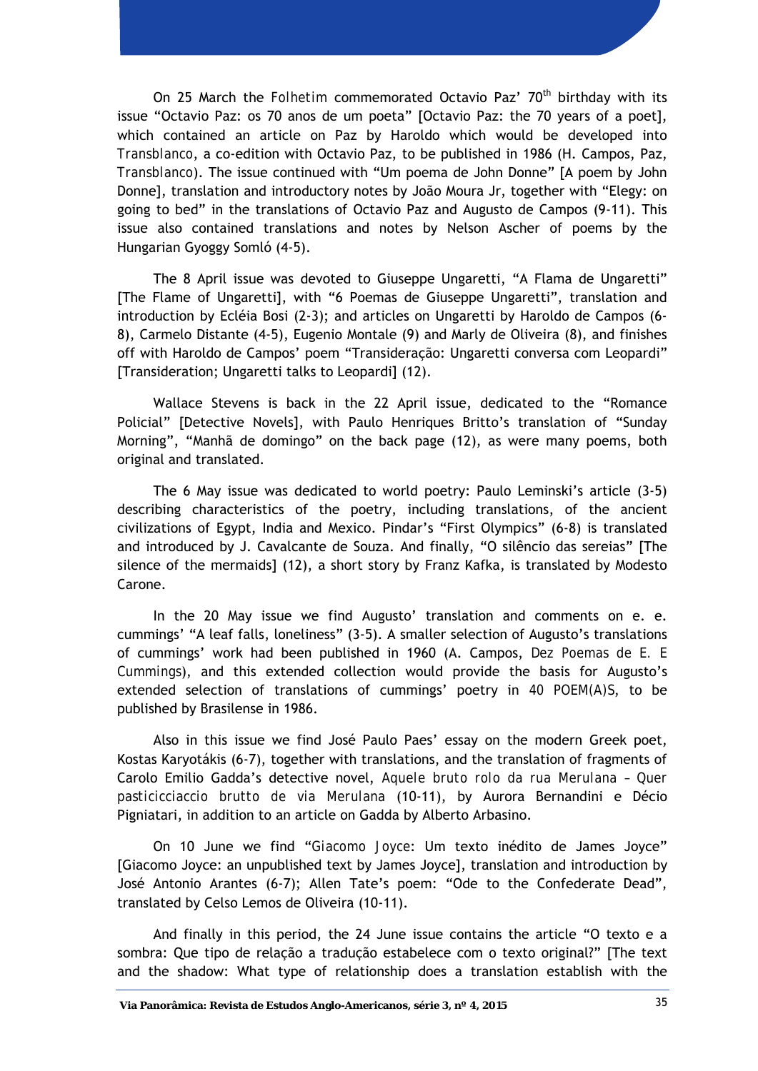On 25 March the *Folhetim* commemorated Octavio Paz' 70th birthday with its issue "Octavio Paz: os 70 anos de um poeta" [Octavio Paz: the 70 years of a poet], which contained an article on Paz by Haroldo which would be developed into *Transblanco*, a co-edition with Octavio Paz, to be published in 1986 (H. Campos, Paz, *Transblanco*). The issue continued with "Um poema de John Donne" [A poem by John Donne], translation and introductory notes by João Moura Jr, together with "Elegy: on going to bed" in the translations of Octavio Paz and Augusto de Campos (9-11). This issue also contained translations and notes by Nelson Ascher of poems by the Hungarian Gyoggy Somló (4-5).

The 8 April issue was devoted to Giuseppe Ungaretti, "A Flama de Ungaretti" [The Flame of Ungaretti], with "6 Poemas de Giuseppe Ungaretti", translation and introduction by Ecléia Bosi (2-3); and articles on Ungaretti by Haroldo de Campos (6-8), Carmelo Distante (4-5), Eugenio Montale (9) and Marly de Oliveira (8), and finishes off with Haroldo de Campos' poem "Transideração: Ungaretti conversa com Leopardi" [Transideration; Ungaretti talks to Leopardi] (12).

Wallace Stevens is back in the 22 April issue, dedicated to the "Romance Policial" [Detective Novels], with Paulo Henriques Britto's translation of "Sunday Morning", "Manhã de domingo" on the back page (12), as were many poems, both original and translated.

The 6 May issue was dedicated to world poetry: Paulo Leminski's article (3-5) describing characteristics of the poetry, including translations, of the ancient civilizations of Egypt, India and Mexico. Pindar's "First Olympics" (6-8) is translated and introduced by J. Cavalcante de Souza. And finally, "O silêncio das sereias" [The silence of the mermaids] (12), a short story by Franz Kafka, is translated by Modesto Carone.

In the 20 May issue we find Augusto' translation and comments on e. e. cummings' "A leaf falls, loneliness" (3-5). A smaller selection of Augusto's translations of cummings' work had been published in 1960 (A. Campos, *Dez Poemas de E. E Cummings*), and this extended collection would provide the basis for Augusto's extended selection of translations of cummings' poetry in *40 POEM(A)S*, to be published by Brasilense in 1986.

Also in this issue we find José Paulo Paes' essay on the modern Greek poet, Kostas Karyotákis (6-7), together with translations, and the translation of fragments of Carolo Emilio Gadda's detective novel, *Aquele bruto rolo da rua Merulana – Quer pasticicciaccio brutto de via Merulana* (10-11), by Aurora Bernandini e Décio Pigniatari, in addition to an article on Gadda by Alberto Arbasino.

On 10 June we find "*Giacomo Joyce*: Um texto inédito de James Joyce" [Giacomo Joyce: an unpublished text by James Joyce], translation and introduction by José Antonio Arantes (6-7); Allen Tate's poem: "Ode to the Confederate Dead", translated by Celso Lemos de Oliveira (10-11).

And finally in this period, the 24 June issue contains the article "O texto e a sombra: Que tipo de relação a tradução estabelece com o texto original?" [The text and the shadow: What type of relationship does a translation establish with the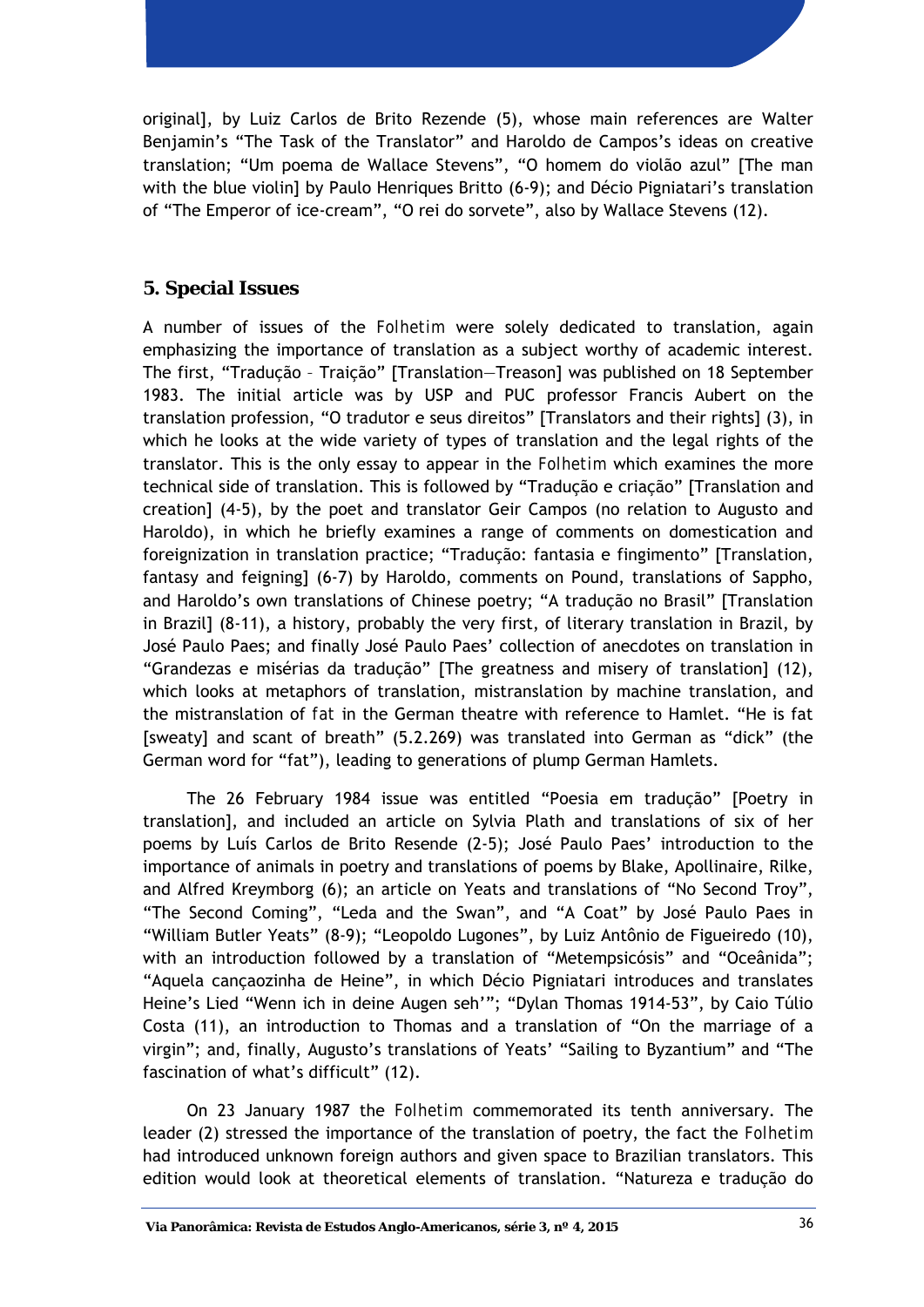original], by Luiz Carlos de Brito Rezende (5), whose main references are Walter Benjamin's "The Task of the Translator" and Haroldo de Campos's ideas on creative translation; "Um poema de Wallace Stevens", "O homem do violão azul" [The man with the blue violin] by Paulo Henriques Britto (6-9); and Décio Pigniatari's translation of "The Emperor of ice-cream", "O rei do sorvete", also by Wallace Stevens (12).

## 5. Special Issues

A number of issues of the Folhetim were solely dedicated to translation, again emphasizing the importance of translation as a subject worthy of academic interest. The first, "Tradução – Traição" [Translation—Treason] was published on 18 September 1983. The initial article was by USP and PUC professor Francis Aubert on the translation profession, "O tradutor e seus direitos" [Translators and their rights] (3), in which he looks at the wide variety of types of translation and the legal rights of the translator. This is the only essay to appear in the Folhetim which examines the more technical side of translation. This is followed by "Tradução e criação" [Translation and creation] (4-5), by the poet and translator Geir Campos (no relation to Augusto and Haroldo), in which he briefly examines a range of comments on domestication and foreignization in translation practice; "Tradução: fantasia e fingimento" [Translation, fantasy and feigning] (6-7) by Haroldo, comments on Pound, translations of Sappho, and Haroldo's own translations of Chinese poetry; "A tradução no Brasil" [Translation in Brazil] (8-11), a history, probably the very first, of literary translation in Brazil, by José Paulo Paes; and finally José Paulo Paes' collection of anecdotes on translation in "Grandezas e misérias da tradução" [The greatness and misery of translation] (12), which looks at metaphors of translation, mistranslation by machine translation, and the mistranslation of fat in the German theatre with reference to Hamlet. "He is fat [sweaty] and scant of breath" (5.2.269) was translated into German as "dick" (the German word for "fat"), leading to generations of plump German Hamlets.

The 26 February 1984 issue was entitled "Poesia em tradução" [Poetry in translation], and included an article on Sylvia Plath and translations of six of her poems by Luís Carlos de Brito Resende (2-5); José Paulo Paes' introduction to the importance of animals in poetry and translations of poems by Blake, Apollinaire, Rilke, and Alfred Kreymborg (6); an article on Yeats and translations of "No Second Troy", "The Second Coming", "Leda and the Swan", and "A Coat" by José Paulo Paes in "William Butler Yeats" (8-9); "Leopoldo Lugones", by Luiz Antônio de Figueiredo (10), with an introduction followed by a translation of "Metempsicósis" and "Oceânida"; "Aquela cançaozinha de Heine", in which Décio Pigniatari introduces and translates Heine's Lied "Wenn ich in deine Augen seh'"; "Dylan Thomas 1914-53", by Caio Túlio Costa (11), an introduction to Thomas and a translation of "On the marriage of a virgin"; and, finally, Augusto's translations of Yeats' "Sailing to Byzantium" and "The fascination of what's difficult" (12).

On 23 January 1987 the Folhetim commemorated its tenth anniversary. The leader (2) stressed the importance of the translation of poetry, the fact the Folhetim had introduced unknown foreign authors and given space to Brazilian translators. This edition would look at theoretical elements of translation. "Natureza e tradução do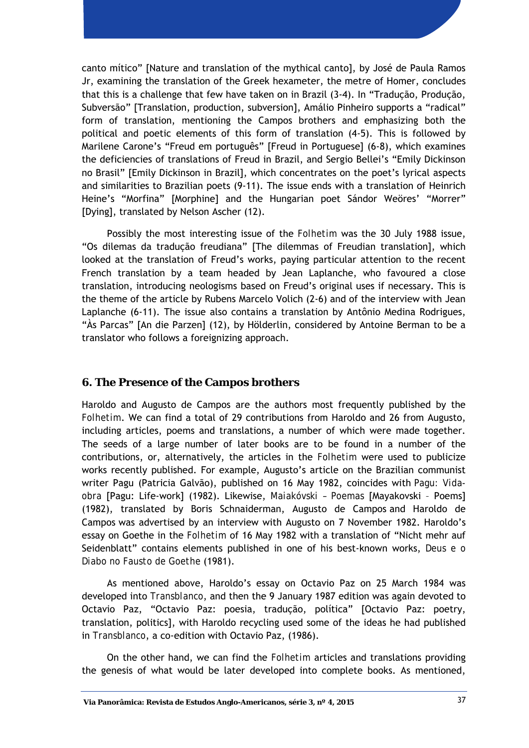canto mítico" [Nature and translation of the mythical canto], by José de Paula Ramos Jr, examining the translation of the Greek hexameter, the metre of Homer, concludes that this is a challenge that few have taken on in Brazil (3-4). In "Tradução, Produção, Subversão" [Translation, production, subversion], Amálio Pinheiro supports a "radical" form of translation, mentioning the Campos brothers and emphasizing both the political and poetic elements of this form of translation (4-5). This is followed by Marilene Carone's "Freud em português" [Freud in Portuguese] (6-8), which examines the deficiencies of translations of Freud in Brazil, and Sergio Bellei's "Emily Dickinson no Brasil" [Emily Dickinson in Brazil], which concentrates on the poet's lyrical aspects and similarities to Brazilian poets (9-11). The issue ends with a translation of Heinrich Heine's "Morfina" [Morphine] and the Hungarian poet Sándor Weöres' "Morrer" [Dying], translated by Nelson Ascher (12).

Possibly the most interesting issue of the *Folhetim* was the 30 July 1988 issue, "Os dilemas da tradução freudiana" [The dilemmas of Freudian translation], which looked at the translation of Freud's works, paying particular attention to the recent French translation by a team headed by Jean Laplanche, who favoured a close translation, introducing neologisms based on Freud's original uses if necessary. This is the theme of the article by Rubens Marcelo Volich (2-6) and of the interview with Jean Laplanche (6-11). The issue also contains a translation by Antônio Medina Rodrigues, "Às Parcas" [An die Parzen] (12), by Hölderlin, considered by Antoine Berman to be a translator who follows a foreignizing approach.

## 6. The Presence of the Campos brothers

Haroldo and Augusto de Campos are the authors most frequently published by the *Folhetim*. We can find a total of 29 contributions from Haroldo and 26 from Augusto, including articles, poems and translations, a number of which were made together. The seeds of a large number of later books are to be found in a number of the contributions, or, alternatively, the articles in the *Folhetim* were used to publicize works recently published. For example, Augusto's article on the Brazilian communist writer Pagu (Patricia Galvão), published on 16 May 1982, coincides with *Pagu: Vida-obra* [Pagu: Life-work] (1982). Likewise, *Maiakóvski – Poemas* [Mayakovski – Poems] (1982), translated by Boris Schnaiderman, Augusto de Campos and Haroldo de Campos was advertised by an interview with Augusto on 7 November 1982. Haroldo's essay on Goethe in the *Folhetim* of 16 May 1982 with a translation of "Nicht mehr auf Seidenblatt" contains elements published in one of his best-known works, *Deus e o Diabo no Fausto de Goethe* (1981).

As mentioned above, Haroldo's essay on Octavio Paz on 25 March 1984 was developed into *Transblanco*, and then the 9 January 1987 edition was again devoted to Octavio Paz, "Octavio Paz: poesia, tradução, política" [Octavio Paz: poetry, translation, politics], with Haroldo recycling used some of the ideas he had published in *Transblanco*, a co-edition with Octavio Paz, (1986).

On the other hand, we can find the *Folhetim* articles and translations providing the genesis of what would be later developed into complete books. As mentioned,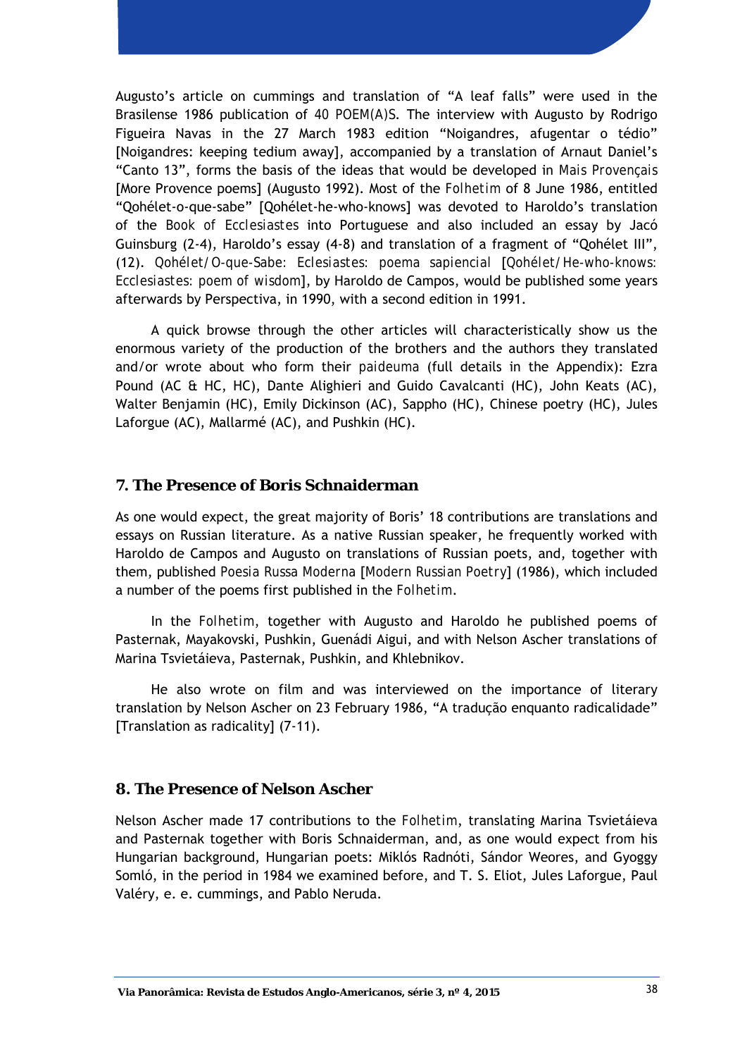Augusto's article on cummings and translation of "A leaf falls" were used in the Brasilense 1986 publication of *40 POEM(A)S*. The interview with Augusto by Rodrigo Figueira Navas in the 27 March 1983 edition "Noigandres, afugentar o tédio" [Noigandres: keeping tedium away], accompanied by a translation of Arnaut Daniel's "Canto 13", forms the basis of the ideas that would be developed in *Mais Provençais* [More Provence poems] (Augusto 1992). Most of the *Folhetim* of 8 June 1986, entitled "Qohélet-o-que-sabe" [Qohélet-he-who-knows] was devoted to Haroldo's translation of the *Book of Ecclesiastes* into Portuguese and also included an essay by Jacó Guinsburg (2-4), Haroldo's essay (4-8) and translation of a fragment of "Qohélet III", (12). *Qohélet/O-que-Sabe: Eclesiastes: poema sapiencial* [*Qohélet/He-who-knows: Ecclesiastes: poem of wisdom*], by Haroldo de Campos, would be published some years afterwards by Perspectiva, in 1990, with a second edition in 1991.

A quick browse through the other articles will characteristically show us the enormous variety of the production of the brothers and the authors they translated and/or wrote about who form their *paideuma* (full details in the Appendix): Ezra Pound (AC & HC, HC), Dante Alighieri and Guido Cavalcanti (HC), John Keats (AC), Walter Benjamin (HC), Emily Dickinson (AC), Sappho (HC), Chinese poetry (HC), Jules Laforgue (AC), Mallarmé (AC), and Pushkin (HC).

## 7. The Presence of Boris Schnaiderman

As one would expect, the great majority of Boris' 18 contributions are translations and essays on Russian literature. As a native Russian speaker, he frequently worked with Haroldo de Campos and Augusto on translations of Russian poets, and, together with them, published *Poesia Russa Moderna* [*Modern Russian Poetry*] (1986), which included a number of the poems first published in the *Folhetim*.

In the *Folhetim*, together with Augusto and Haroldo he published poems of Pasternak, Mayakovski, Pushkin, Guenádi Aigui, and with Nelson Ascher translations of Marina Tsvietáieva, Pasternak, Pushkin, and Khlebnikov.

He also wrote on film and was interviewed on the importance of literary translation by Nelson Ascher on 23 February 1986, "A tradução enquanto radicalidade" [Translation as radicality] (7-11).

## 8. The Presence of Nelson Ascher

Nelson Ascher made 17 contributions to the *Folhetim*, translating Marina Tsvietáieva and Pasternak together with Boris Schnaiderman, and, as one would expect from his Hungarian background, Hungarian poets: Miklós Radnóti, Sándor Weores, and Gyoggy Somló, in the period in 1984 we examined before, and T. S. Eliot, Jules Laforgue, Paul Valéry, e. e. cummings, and Pablo Neruda.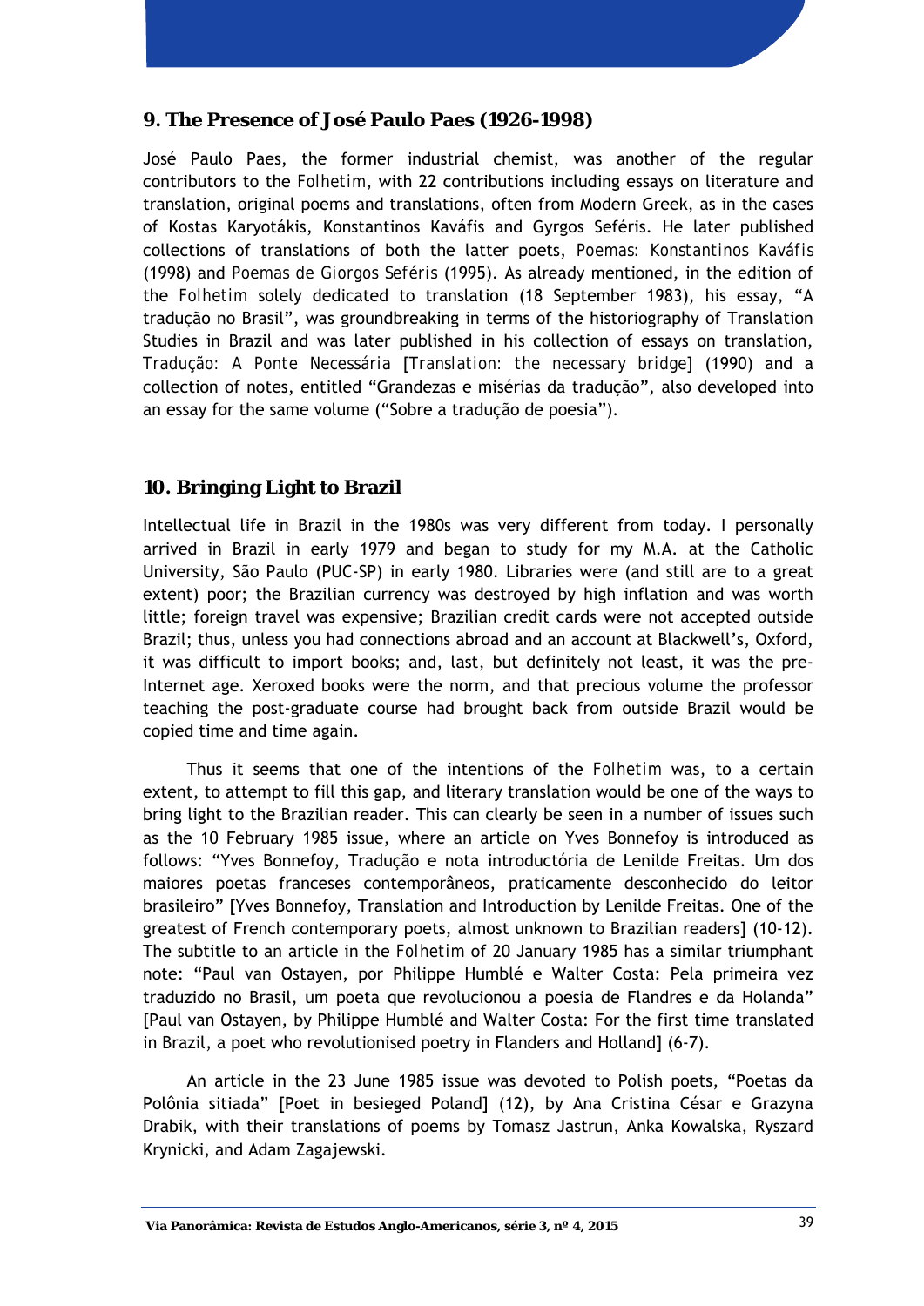## 9. The Presence of José Paulo Paes (1926-1998)

José Paulo Paes, the former industrial chemist, was another of the regular contributors to the *Folhetim*, with 22 contributions including essays on literature and translation, original poems and translations, often from Modern Greek, as in the cases of Kostas Karyotákis, Konstantinos Kaváfis and Gyrgos Seféris. He later published collections of translations of both the latter poets, *Poemas: Konstantinos Kaváfis* (1998) and *Poemas de Giorgos Seféris* (1995). As already mentioned, in the edition of the *Folhetim* solely dedicated to translation (18 September 1983), his essay, "A tradução no Brasil", was groundbreaking in terms of the historiography of Translation Studies in Brazil and was later published in his collection of essays on translation, *Tradução: A Ponte Necessária* [*Translation: the necessary bridge*] (1990) and a collection of notes, entitled "Grandezas e misérias da tradução", also developed into an essay for the same volume ("Sobre a tradução de poesia").

## 10. Bringing Light to Brazil

Intellectual life in Brazil in the 1980s was very different from today. I personally arrived in Brazil in early 1979 and began to study for my M.A. at the Catholic University, São Paulo (PUC-SP) in early 1980. Libraries were (and still are to a great extent) poor; the Brazilian currency was destroyed by high inflation and was worth little; foreign travel was expensive; Brazilian credit cards were not accepted outside Brazil; thus, unless you had connections abroad and an account at Blackwell's, Oxford, it was difficult to import books; and, last, but definitely not least, it was the pre-Internet age. Xeroxed books were the norm, and that precious volume the professor teaching the post-graduate course had brought back from outside Brazil would be copied time and time again.

Thus it seems that one of the intentions of the *Folhetim* was, to a certain extent, to attempt to fill this gap, and literary translation would be one of the ways to bring light to the Brazilian reader. This can clearly be seen in a number of issues such as the 10 February 1985 issue, where an article on Yves Bonnefoy is introduced as follows: "Yves Bonnefoy, Tradução e nota introductória de Lenilde Freitas. Um dos maiores poetas franceses contemporâneos, praticamente desconhecido do leitor brasileiro" [Yves Bonnefoy, Translation and Introduction by Lenilde Freitas. One of the greatest of French contemporary poets, almost unknown to Brazilian readers] (10-12). The subtitle to an article in the *Folhetim* of 20 January 1985 has a similar triumphant note: "Paul van Ostayen, por Philippe Humblé e Walter Costa: Pela primeira vez traduzido no Brasil, um poeta que revolucionou a poesia de Flandres e da Holanda" [Paul van Ostayen, by Philippe Humblé and Walter Costa: For the first time translated in Brazil, a poet who revolutionised poetry in Flanders and Holland] (6-7).

An article in the 23 June 1985 issue was devoted to Polish poets, "Poetas da Polônia sitiada" [Poet in besieged Poland] (12), by Ana Cristina César e Grazyna Drabik, with their translations of poems by Tomasz Jastrun, Anka Kowalska, Ryszard Krynicki, and Adam Zagajewski.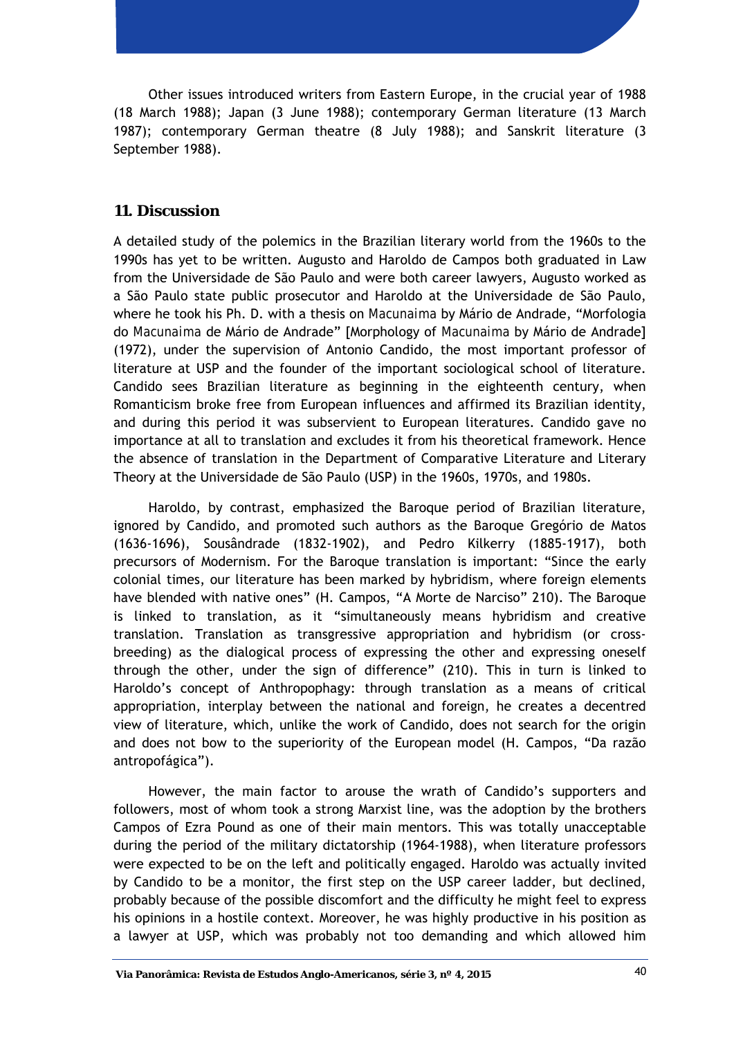Other issues introduced writers from Eastern Europe, in the crucial year of 1988 (18 March 1988); Japan (3 June 1988); contemporary German literature (13 March 1987); contemporary German theatre (8 July 1988); and Sanskrit literature (3 September 1988).

## 11. Discussion

A detailed study of the polemics in the Brazilian literary world from the 1960s to the 1990s has yet to be written. Augusto and Haroldo de Campos both graduated in Law from the Universidade de São Paulo and were both career lawyers, Augusto worked as a São Paulo state public prosecutor and Haroldo at the Universidade de São Paulo, where he took his Ph. D. with a thesis on *Macunaima* by Mário de Andrade, "Morfologia do *Macunaima* de Mário de Andrade" [Morphology of *Macunaima* by Mário de Andrade] (1972), under the supervision of Antonio Candido, the most important professor of literature at USP and the founder of the important sociological school of literature. Candido sees Brazilian literature as beginning in the eighteenth century, when Romanticism broke free from European influences and affirmed its Brazilian identity, and during this period it was subservient to European literatures. Candido gave no importance at all to translation and excludes it from his theoretical framework. Hence the absence of translation in the Department of Comparative Literature and Literary Theory at the Universidade de São Paulo (USP) in the 1960s, 1970s, and 1980s.

Haroldo, by contrast, emphasized the Baroque period of Brazilian literature, ignored by Candido, and promoted such authors as the Baroque Gregório de Matos (1636-1696), Sousândrade (1832-1902), and Pedro Kilkerry (1885-1917), both precursors of Modernism. For the Baroque translation is important: "Since the early colonial times, our literature has been marked by hybridism, where foreign elements have blended with native ones" (H. Campos, "A Morte de Narciso" 210). The Baroque is linked to translation, as it "simultaneously means hybridism and creative translation. Translation as transgressive appropriation and hybridism (or cross-breeding) as the dialogical process of expressing the other and expressing oneself through the other, under the sign of difference" (210). This in turn is linked to Haroldo's concept of Anthropophagy: through translation as a means of critical appropriation, interplay between the national and foreign, he creates a decentred view of literature, which, unlike the work of Candido, does not search for the origin and does not bow to the superiority of the European model (H. Campos, "Da razão antropofágica").

However, the main factor to arouse the wrath of Candido's supporters and followers, most of whom took a strong Marxist line, was the adoption by the brothers Campos of Ezra Pound as one of their main mentors. This was totally unacceptable during the period of the military dictatorship (1964-1988), when literature professors were expected to be on the left and politically engaged. Haroldo was actually invited by Candido to be a monitor, the first step on the USP career ladder, but declined, probably because of the possible discomfort and the difficulty he might feel to express his opinions in a hostile context. Moreover, he was highly productive in his position as a lawyer at USP, which was probably not too demanding and which allowed him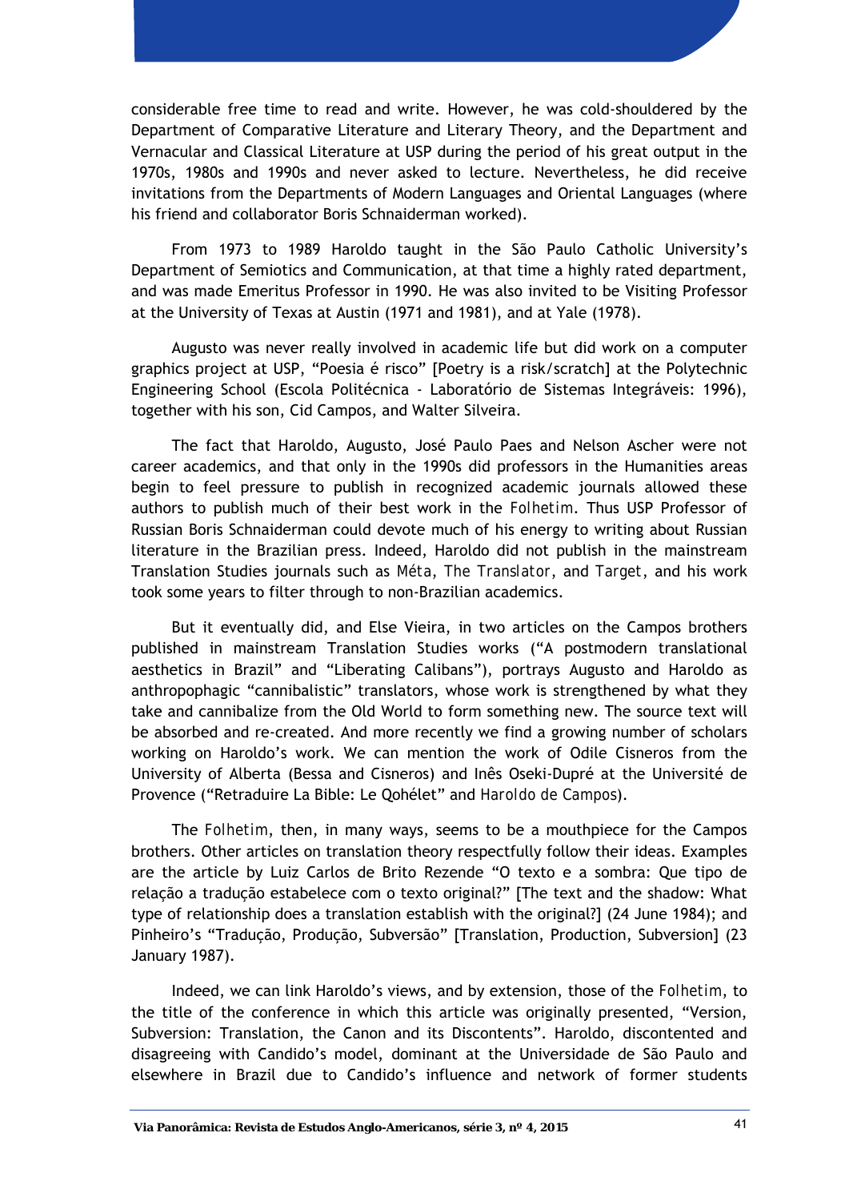considerable free time to read and write. However, he was cold-shouldered by the Department of Comparative Literature and Literary Theory, and the Department and Vernacular and Classical Literature at USP during the period of his great output in the 1970s, 1980s and 1990s and never asked to lecture. Nevertheless, he did receive invitations from the Departments of Modern Languages and Oriental Languages (where his friend and collaborator Boris Schnaiderman worked).

From 1973 to 1989 Haroldo taught in the São Paulo Catholic University's Department of Semiotics and Communication, at that time a highly rated department, and was made Emeritus Professor in 1990. He was also invited to be Visiting Professor at the University of Texas at Austin (1971 and 1981), and at Yale (1978).

Augusto was never really involved in academic life but did work on a computer graphics project at USP, "Poesia é risco" [Poetry is a risk/scratch] at the Polytechnic Engineering School (Escola Politécnica - Laboratório de Sistemas Integráveis: 1996), together with his son, Cid Campos, and Walter Silveira.

The fact that Haroldo, Augusto, José Paulo Paes and Nelson Ascher were not career academics, and that only in the 1990s did professors in the Humanities areas begin to feel pressure to publish in recognized academic journals allowed these authors to publish much of their best work in the *Folhetim*. Thus USP Professor of Russian Boris Schnaiderman could devote much of his energy to writing about Russian literature in the Brazilian press. Indeed, Haroldo did not publish in the mainstream Translation Studies journals such as *Méta*, *The Translator*, and *Target*, and his work took some years to filter through to non-Brazilian academics.

But it eventually did, and Else Vieira, in two articles on the Campos brothers published in mainstream Translation Studies works ("A postmodern translational aesthetics in Brazil" and "Liberating Calibans"), portrays Augusto and Haroldo as anthropophagic "cannibalistic" translators, whose work is strengthened by what they take and cannibalize from the Old World to form something new. The source text will be absorbed and re-created. And more recently we find a growing number of scholars working on Haroldo's work. We can mention the work of Odile Cisneros from the University of Alberta (Bessa and Cisneros) and Inês Oseki-Dupré at the Université de Provence ("Retraduire La Bible: Le Qohélet" and *Haroldo de Campos*).

The *Folhetim*, then, in many ways, seems to be a mouthpiece for the Campos brothers. Other articles on translation theory respectfully follow their ideas. Examples are the article by Luiz Carlos de Brito Rezende "O texto e a sombra: Que tipo de relação a tradução estabelece com o texto original?" [The text and the shadow: What type of relationship does a translation establish with the original?] (24 June 1984); and Pinheiro's "Tradução, Produção, Subversão" [Translation, Production, Subversion] (23 January 1987).

Indeed, we can link Haroldo's views, and by extension, those of the *Folhetim*, to the title of the conference in which this article was originally presented, "Version, Subversion: Translation, the Canon and its Discontents". Haroldo, discontented and disagreeing with Candido's model, dominant at the Universidade de São Paulo and elsewhere in Brazil due to Candido's influence and network of former students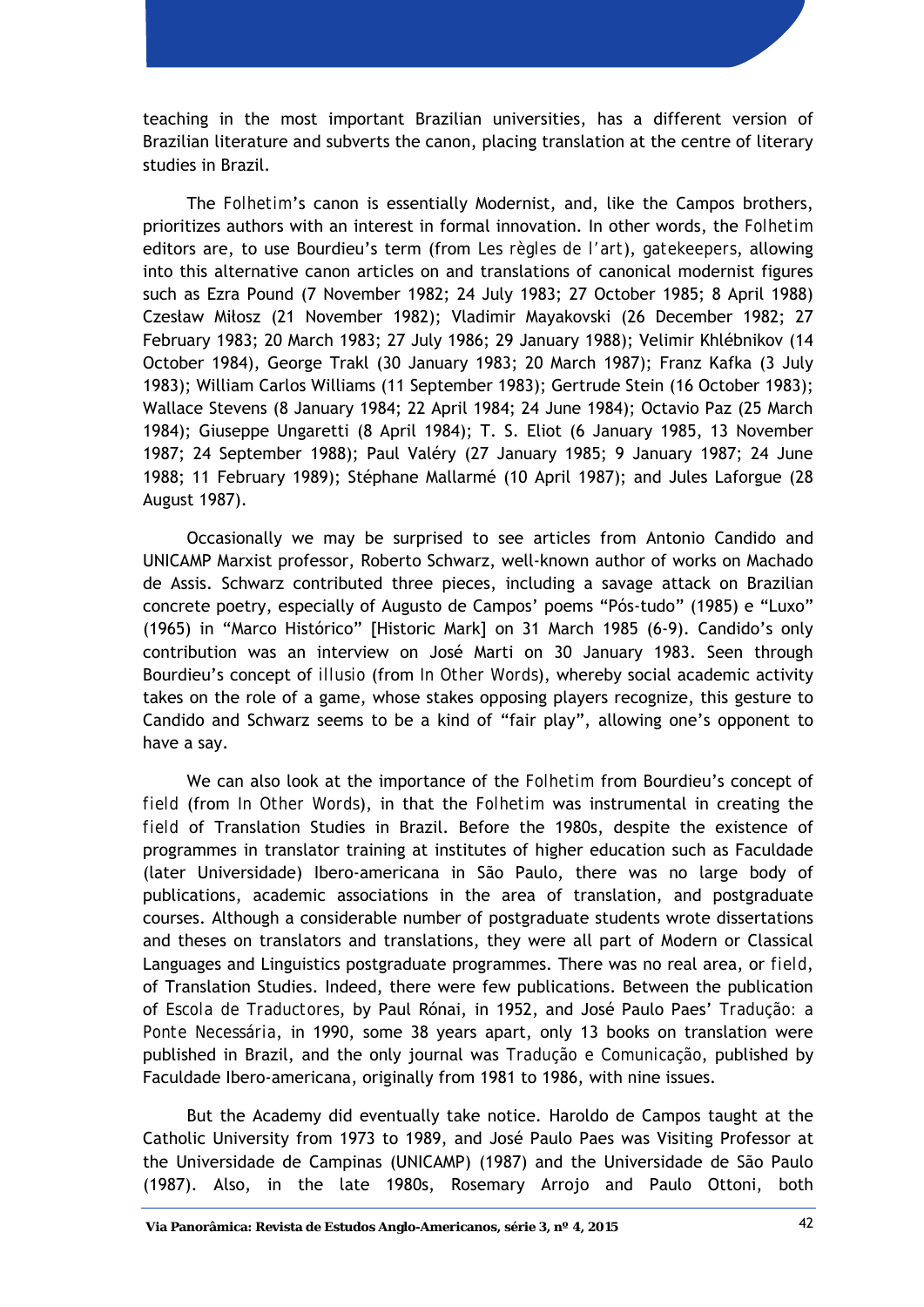teaching in the most important Brazilian universities, has a different version of Brazilian literature and subverts the canon, placing translation at the centre of literary studies in Brazil.

The *Folhetim*'s canon is essentially Modernist, and, like the Campos brothers, prioritizes authors with an interest in formal innovation. In other words, the *Folhetim* editors are, to use Bourdieu's term (from *Les règles de l'art*), *gatekeepers*, allowing into this alternative canon articles on and translations of canonical modernist figures such as Ezra Pound (7 November 1982; 24 July 1983; 27 October 1985; 8 April 1988) Czesław Miłosz (21 November 1982); Vladimir Mayakovski (26 December 1982; 27 February 1983; 20 March 1983; 27 July 1986; 29 January 1988); Velimir Khlébnikov (14 October 1984), George Trakl (30 January 1983; 20 March 1987); Franz Kafka (3 July 1983); William Carlos Williams (11 September 1983); Gertrude Stein (16 October 1983); Wallace Stevens (8 January 1984; 22 April 1984; 24 June 1984); Octavio Paz (25 March 1984); Giuseppe Ungaretti (8 April 1984); T. S. Eliot (6 January 1985, 13 November 1987; 24 September 1988); Paul Valéry (27 January 1985; 9 January 1987; 24 June 1988; 11 February 1989); Stéphane Mallarmé (10 April 1987); and Jules Laforgue (28 August 1987).

Occasionally we may be surprised to see articles from Antonio Candido and UNICAMP Marxist professor, Roberto Schwarz, well-known author of works on Machado de Assis. Schwarz contributed three pieces, including a savage attack on Brazilian concrete poetry, especially of Augusto de Campos' poems "Pós-tudo" (1985) e "Luxo" (1965) in "Marco Histórico" [Historic Mark] on 31 March 1985 (6-9). Candido's only contribution was an interview on José Marti on 30 January 1983. Seen through Bourdieu's concept of *illusio* (from *In Other Words*), whereby social academic activity takes on the role of a game, whose stakes opposing players recognize, this gesture to Candido and Schwarz seems to be a kind of "fair play", allowing one's opponent to have a say.

We can also look at the importance of the *Folhetim* from Bourdieu's concept of *field* (from *In Other Words*), in that the *Folhetim* was instrumental in creating the *field* of Translation Studies in Brazil. Before the 1980s, despite the existence of programmes in translator training at institutes of higher education such as Faculdade (later Universidade) Ibero-americana in São Paulo, there was no large body of publications, academic associations in the area of translation, and postgraduate courses. Although a considerable number of postgraduate students wrote dissertations and theses on translators and translations, they were all part of Modern or Classical Languages and Linguistics postgraduate programmes. There was no real area, or *field*, of Translation Studies. Indeed, there were few publications. Between the publication of *Escola de Traductores*, by Paul Rónai, in 1952, and José Paulo Paes' *Tradução: a Ponte Necessária*, in 1990, some 38 years apart, only 13 books on translation were published in Brazil, and the only journal was *Tradução e Comunicação*, published by Faculdade Ibero-americana, originally from 1981 to 1986, with nine issues.

But the Academy did eventually take notice. Haroldo de Campos taught at the Catholic University from 1973 to 1989, and José Paulo Paes was Visiting Professor at the Universidade de Campinas (UNICAMP) (1987) and the Universidade de São Paulo (1987). Also, in the late 1980s, Rosemary Arrojo and Paulo Ottoni, both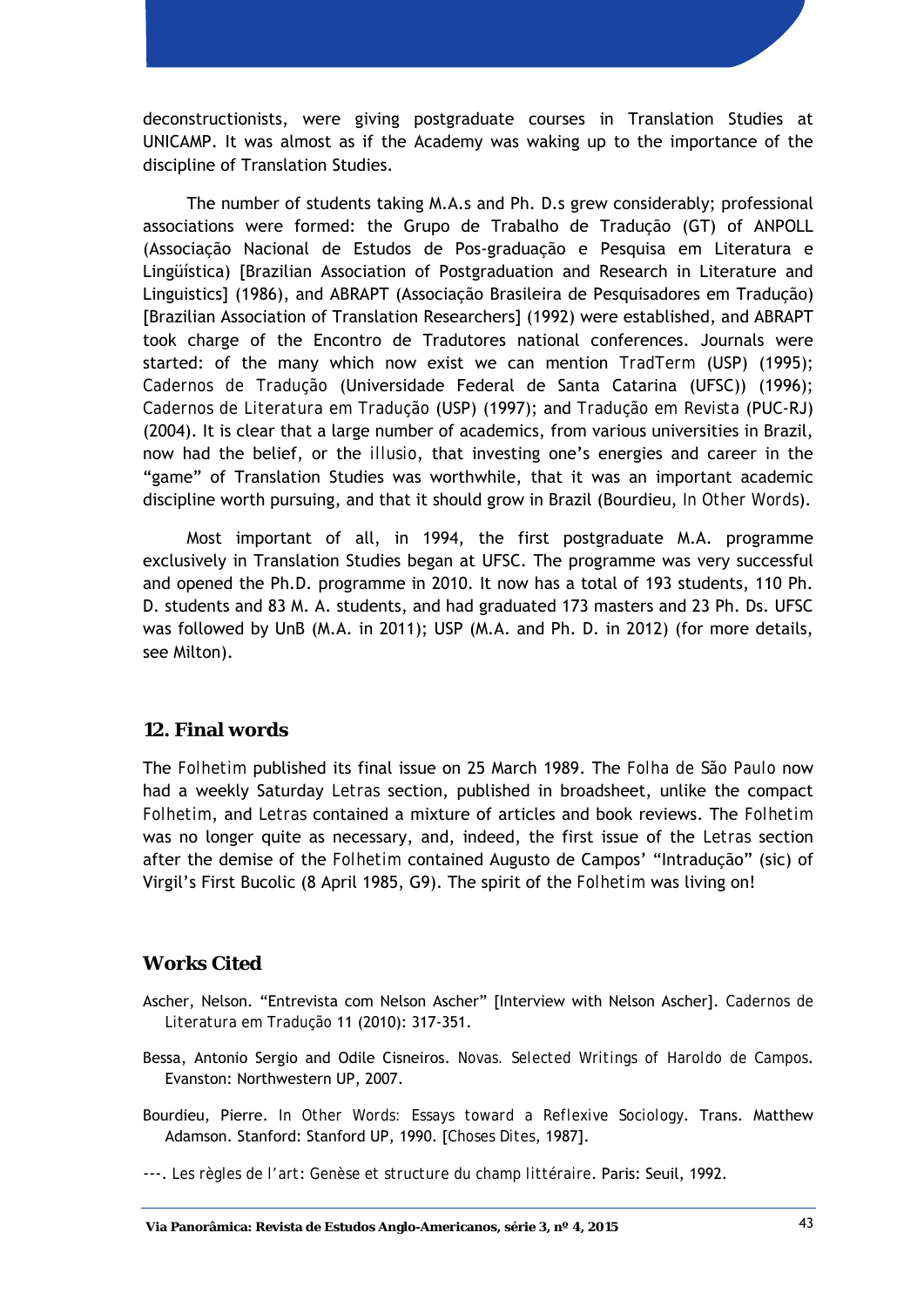deconstructionists, were giving postgraduate courses in Translation Studies at UNICAMP. It was almost as if the Academy was waking up to the importance of the discipline of Translation Studies.

The number of students taking M.A.s and Ph. D.s grew considerably; professional associations were formed: the Grupo de Trabalho de Tradução (GT) of ANPOLL (Associação Nacional de Estudos de Pos-graduação e Pesquisa em Literatura e Lingüística) [Brazilian Association of Postgraduation and Research in Literature and Linguistics] (1986), and ABRAPT (Associação Brasileira de Pesquisadores em Tradução) [Brazilian Association of Translation Researchers] (1992) were established, and ABRAPT took charge of the Encontro de Tradutores national conferences. Journals were started: of the many which now exist we can mention *TradTerm* (USP) (1995); *Cadernos de Tradução* (Universidade Federal de Santa Catarina (UFSC)) (1996); *Cadernos de Literatura em Tradução* (USP) (1997); and *Tradução em Revista* (PUC-RJ) (2004). It is clear that a large number of academics, from various universities in Brazil, now had the belief, or the *illusio*, that investing one's energies and career in the "game" of Translation Studies was worthwhile, that it was an important academic discipline worth pursuing, and that it should grow in Brazil (Bourdieu, *In Other Words*).

Most important of all, in 1994, the first postgraduate M.A. programme exclusively in Translation Studies began at UFSC. The programme was very successful and opened the Ph.D. programme in 2010. It now has a total of 193 students, 110 Ph. D. students and 83 M. A. students, and had graduated 173 masters and 23 Ph. Ds. UFSC was followed by UnB (M.A. in 2011); USP (M.A. and Ph. D. in 2012) (for more details, see Milton).

## 12. Final words

The *Folhetim* published its final issue on 25 March 1989. The *Folha de São Paulo* now had a weekly Saturday *Letras* section, published in broadsheet, unlike the compact *Folhetim*, and *Letras* contained a mixture of articles and book reviews. The *Folhetim* was no longer quite as necessary, and, indeed, the first issue of the *Letras* section after the demise of the *Folhetim* contained Augusto de Campos' "Intradução" (sic) of Virgil's First Bucolic (8 April 1985, G9). The spirit of the *Folhetim* was living on!

## Works Cited

Ascher, Nelson. "Entrevista com Nelson Ascher" [Interview with Nelson Ascher]. *Cadernos de Literatura em Tradução* 11 (2010): 317-351.

Bessa, Antonio Sergio and Odile Cisneiros. *Novas. Selected Writings of Haroldo de Campos*. Evanston: Northwestern UP, 2007.

Bourdieu, Pierre. *In Other Words: Essays toward a Reflexive Sociology*. Trans. Matthew Adamson. Stanford: Stanford UP, 1990. [*Choses Dites*, 1987].

---. *Les règles de l'art: Genèse et structure du champ littéraire*. Paris: Seuil, 1992.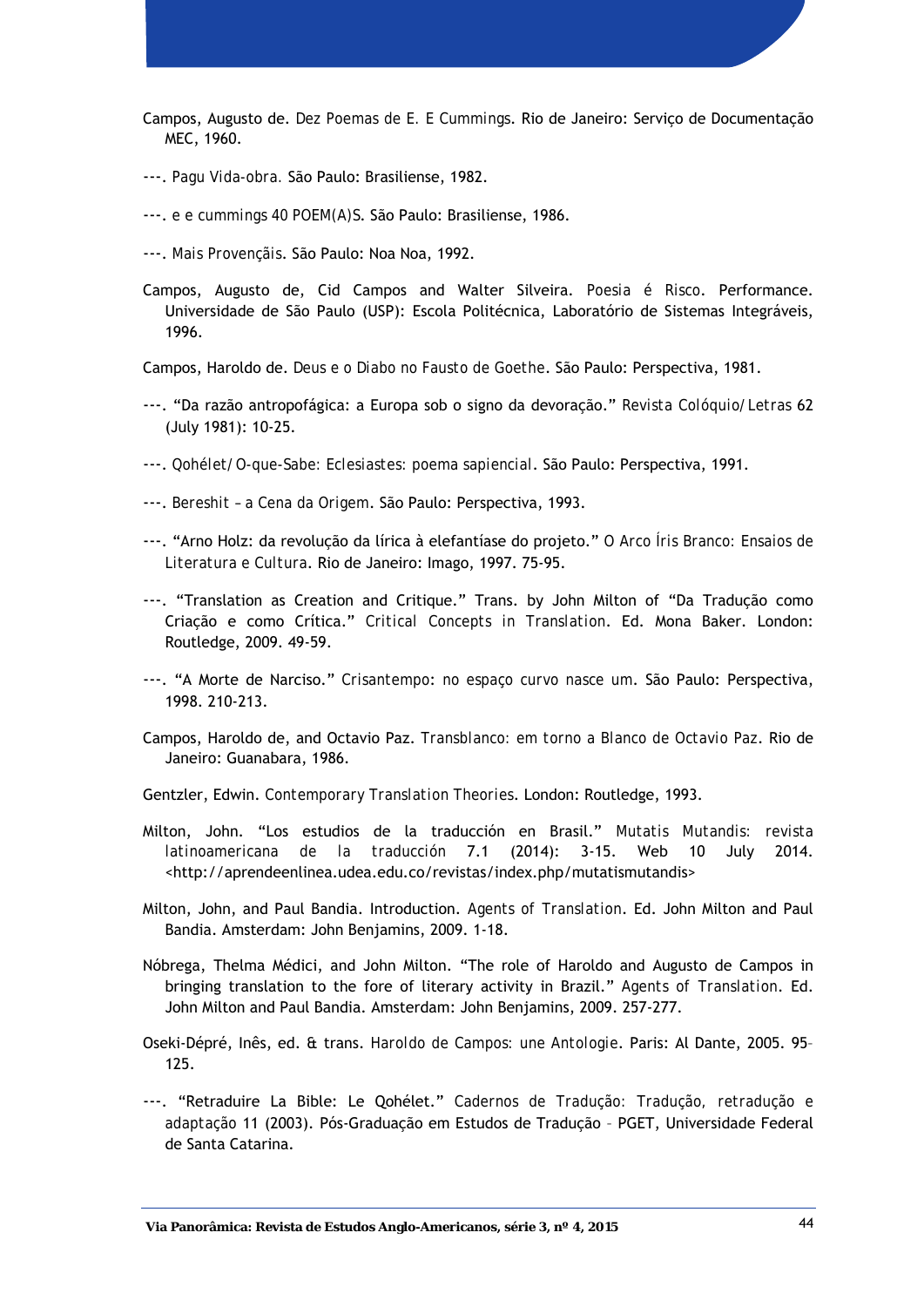Campos, Augusto de. *Dez Poemas de E. E Cummings*. Rio de Janeiro: Serviço de Documentação MEC, 1960.

---. *Pagu Vida-obra.* São Paulo: Brasiliense, 1982.

---. *e e cummings 40 POEM(A)S*. São Paulo: Brasiliense, 1986.

---. *Mais Provençãis*. São Paulo: Noa Noa, 1992.

Campos, Augusto de, Cid Campos and Walter Silveira. *Poesia é Risco*. Performance. Universidade de São Paulo (USP): Escola Politécnica, Laboratório de Sistemas Integráveis, 1996.

Campos, Haroldo de. *Deus e o Diabo no Fausto de Goethe*. São Paulo: Perspectiva, 1981.

---. "Da razão antropofágica: a Europa sob o signo da devoração." *Revista Colóquio/Letras* 62 (July 1981): 10-25.

---. *Qohélet/O-que-Sabe: Eclesiastes: poema sapiencial*. São Paulo: Perspectiva, 1991.

---. *Bereshit – a Cena da Origem*. São Paulo: Perspectiva, 1993.

---. "Arno Holz: da revolução da lírica à elefantíase do projeto." *O Arco Íris Branco: Ensaios de Literatura e Cultura*. Rio de Janeiro: Imago, 1997. 75-95.

---. "Translation as Creation and Critique." Trans. by John Milton of "Da Tradução como Criação e como Crítica." *Critical Concepts in Translation*. Ed. Mona Baker. London: Routledge, 2009. 49-59.

---. "A Morte de Narciso." *Crisantempo: no espaço curvo nasce um*. São Paulo: Perspectiva, 1998. 210-213.

Campos, Haroldo de, and Octavio Paz. *Transblanco: em torno a Blanco de Octavio Paz*. Rio de Janeiro: Guanabara, 1986.

Gentzler, Edwin. *Contemporary Translation Theories*. London: Routledge, 1993.

Milton, John. "Los estudios de la traducción en Brasil." *Mutatis Mutandis: revista latinoamericana de la traducción* 7.1 (2014): 3-15. Web 10 July 2014. <http://aprendeenlinea.udea.edu.co/revistas/index.php/mutatismutandis>

Milton, John, and Paul Bandia. Introduction. *Agents of Translation*. Ed. John Milton and Paul Bandia. Amsterdam: John Benjamins, 2009. 1-18.

Nóbrega, Thelma Médici, and John Milton. "The role of Haroldo and Augusto de Campos in bringing translation to the fore of literary activity in Brazil." *Agents of Translation*. Ed. John Milton and Paul Bandia. Amsterdam: John Benjamins, 2009. 257-277.

Oseki-Dépré, Inês, ed. & trans. *Haroldo de Campos: une Antologie*. Paris: Al Dante, 2005. 95-125.

---. "Retraduire La Bible: Le Qohélet." *Cadernos de Tradução: Tradução, retradução e adaptação* 11 (2003). Pós-Graduação em Estudos de Tradução – PGET, Universidade Federal de Santa Catarina.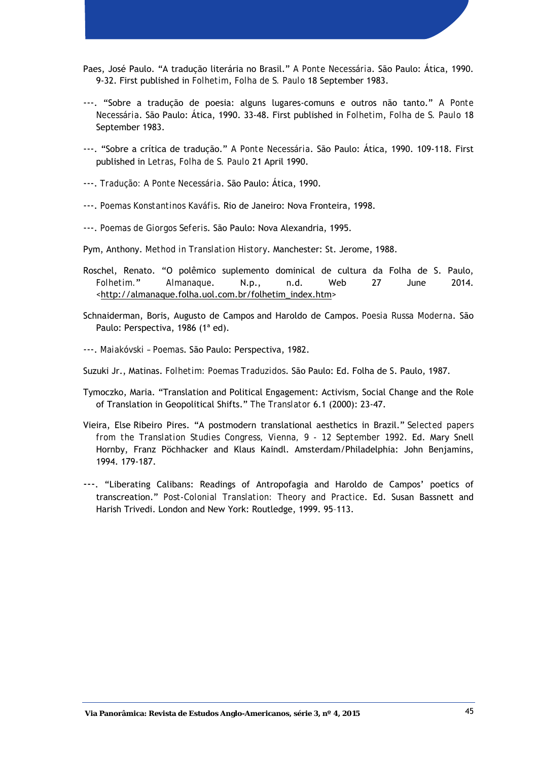Paes, José Paulo. "A tradução literária no Brasil." *A Ponte Necessária*. São Paulo: Ática, 1990. 9-32. First published in *Folhetim*, *Folha de S. Paulo* 18 September 1983.

---. "Sobre a tradução de poesia: alguns lugares-comuns e outros não tanto." *A Ponte Necessária*. São Paulo: Ática, 1990. 33-48. First published in *Folhetim*, *Folha de S. Paulo* 18 September 1983.

---. "Sobre a crítica de tradução." *A Ponte Necessária*. São Paulo: Ática, 1990. 109-118. First published in *Letras*, *Folha de S. Paulo* 21 April 1990.

---. *Tradução: A Ponte Necessária*. São Paulo: Ática, 1990.

---. *Poemas Konstantinos Kaváfis*. Rio de Janeiro: Nova Fronteira, 1998.

---. *Poemas de Giorgos Seferis*. São Paulo: Nova Alexandria, 1995.

Pym, Anthony. *Method in Translation History*. Manchester: St. Jerome, 1988.

Roschel, Renato. "O polêmico suplemento dominical de cultura da Folha de S. Paulo, *Folhetim*." *Almanaque*. N.p., n.d. Web 27 June 2014. <http://almanaque.folha.uol.com.br/folhetim_index.htm>

Schnaiderman, Boris, Augusto de Campos and Haroldo de Campos. *Poesia Russa Moderna*. São Paulo: Perspectiva, 1986 (1ª ed).

---. *Maiakóvski – Poemas*. São Paulo: Perspectiva, 1982.

Suzuki Jr., Matinas. *Folhetim: Poemas Traduzidos*. São Paulo: Ed. Folha de S. Paulo, 1987.

Tymoczko, Maria. "Translation and Political Engagement: Activism, Social Change and the Role of Translation in Geopolitical Shifts." *The Translator* 6.1 (2000): 23-47.

Vieira, Else Ribeiro Pires. "A postmodern translational aesthetics in Brazil." *Selected papers from the Translation Studies Congress, Vienna, 9 - 12 September 1992*. Ed. Mary Snell Hornby, Franz Pöchhacker and Klaus Kaindl. Amsterdam/Philadelphia: John Benjamins, 1994. 179-187.

---. "Liberating Calibans: Readings of Antropofagia and Haroldo de Campos' poetics of transcreation." *Post-Colonial Translation: Theory and Practice*. Ed. Susan Bassnett and Harish Trivedi. London and New York: Routledge, 1999. 95–113.